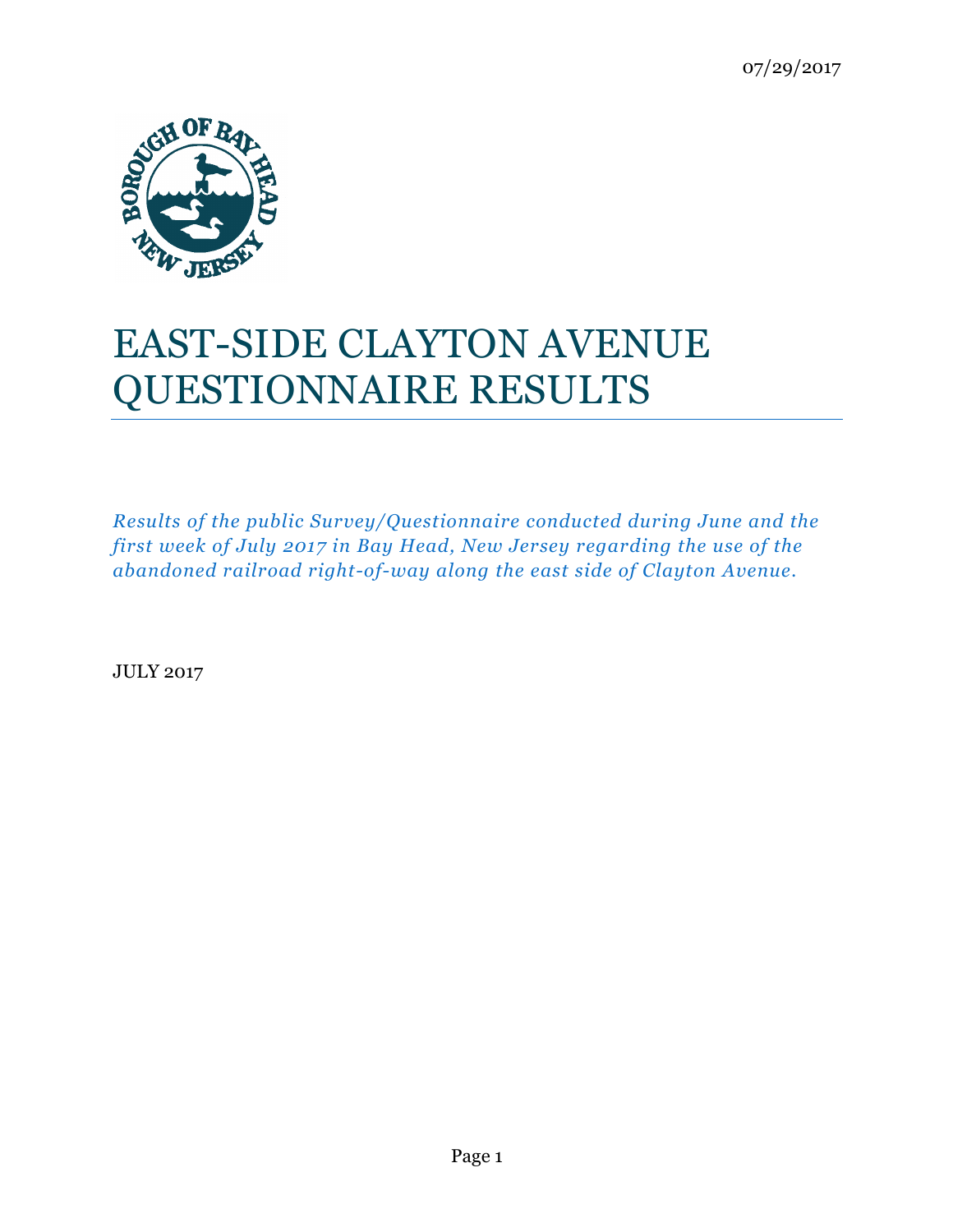07/29/2017

# EAST-SIDE CLAYTON AVENUE QUESTIONNAIRE RESULTS

*Results of the public Survey/Questionnaire conducted during June and the first week of July 2017 in Bay Head, New Jersey regarding the use of the abandoned railroad right-of-way along the east side of Clayton Avenue.*

JULY 2017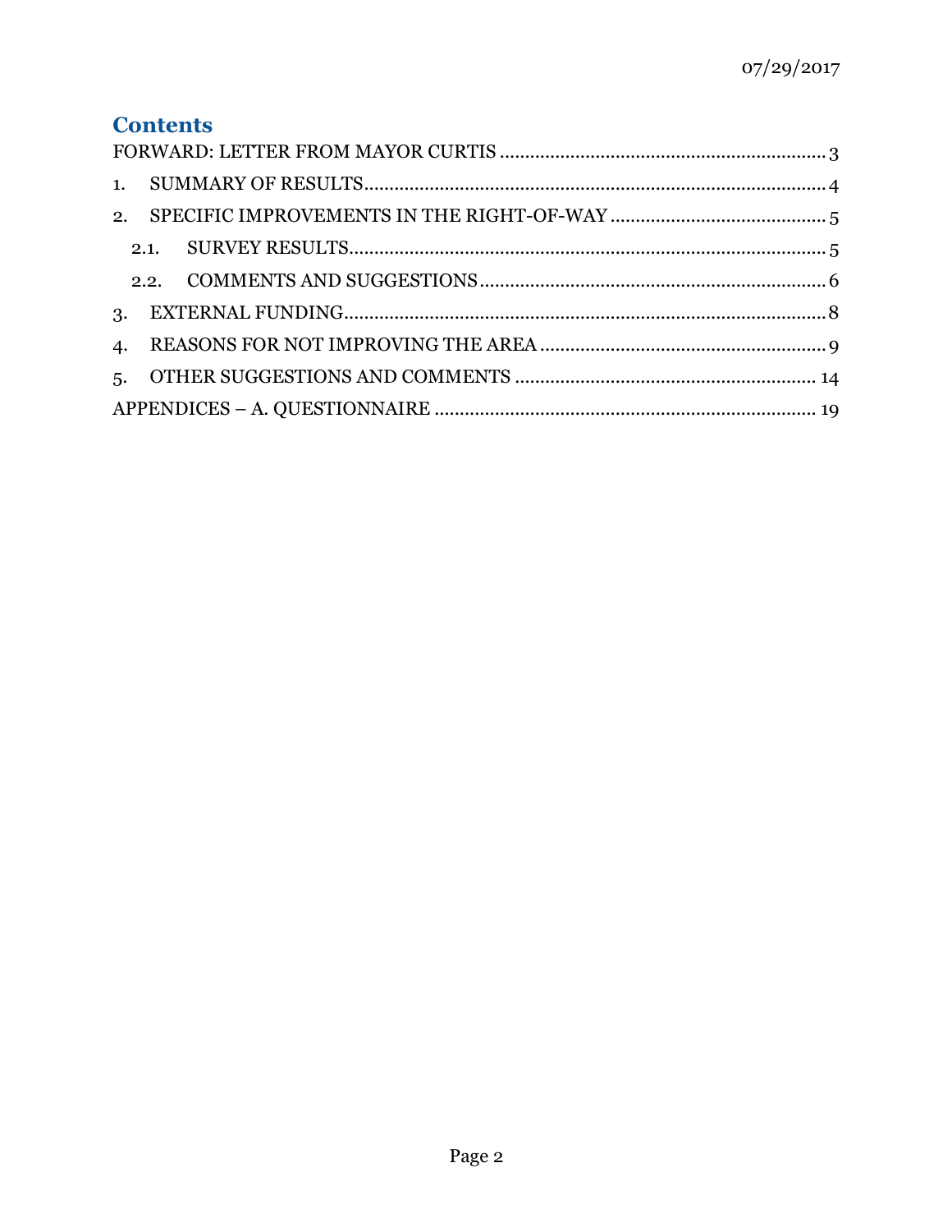07/29/2017

# Contents

FORWARD: LETTER FROM MAYOR CURTIS ........ 3

1. SUMMARY OF RESULTS ........ 4
2. SPECIFIC IMPROVEMENTS IN THE RIGHT-OF-WAY ........ 5
   - 2.1. SURVEY RESULTS ........ 5
   - 2.2. COMMENTS AND SUGGESTIONS ........ 6
3. EXTERNAL FUNDING ........ 8
4. REASONS FOR NOT IMPROVING THE AREA ........ 9
5. OTHER SUGGESTIONS AND COMMENTS ........ 14

APPENDICES – A. QUESTIONNAIRE ........ 19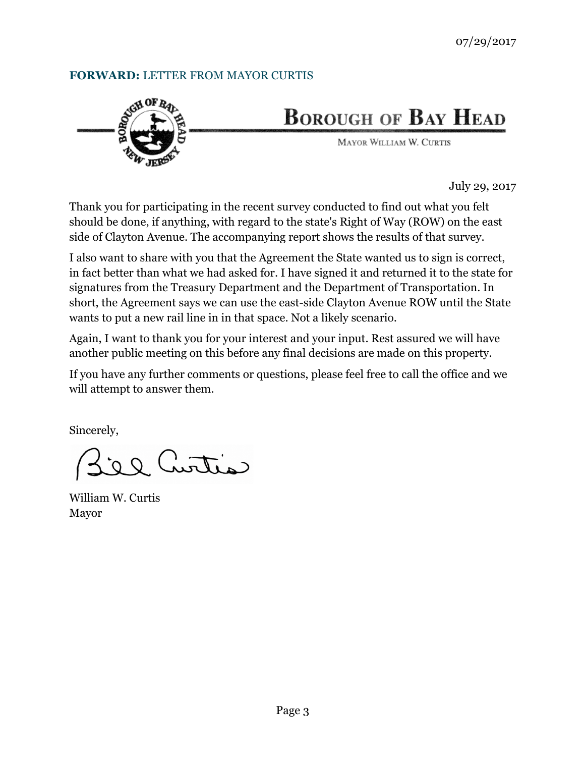07/29/2017

**FORWARD:** LETTER FROM MAYOR CURTIS

# Borough of Bay Head

Mayor William W. Curtis

July 29, 2017

Thank you for participating in the recent survey conducted to find out what you felt should be done, if anything, with regard to the state's Right of Way (ROW) on the east side of Clayton Avenue. The accompanying report shows the results of that survey.

I also want to share with you that the Agreement the State wanted us to sign is correct, in fact better than what we had asked for. I have signed it and returned it to the state for signatures from the Treasury Department and the Department of Transportation. In short, the Agreement says we can use the east-side Clayton Avenue ROW until the State wants to put a new rail line in in that space. Not a likely scenario.

Again, I want to thank you for your interest and your input. Rest assured we will have another public meeting on this before any final decisions are made on this property.

If you have any further comments or questions, please feel free to call the office and we will attempt to answer them.

Sincerely,

Bill Curtis

William W. Curtis
Mayor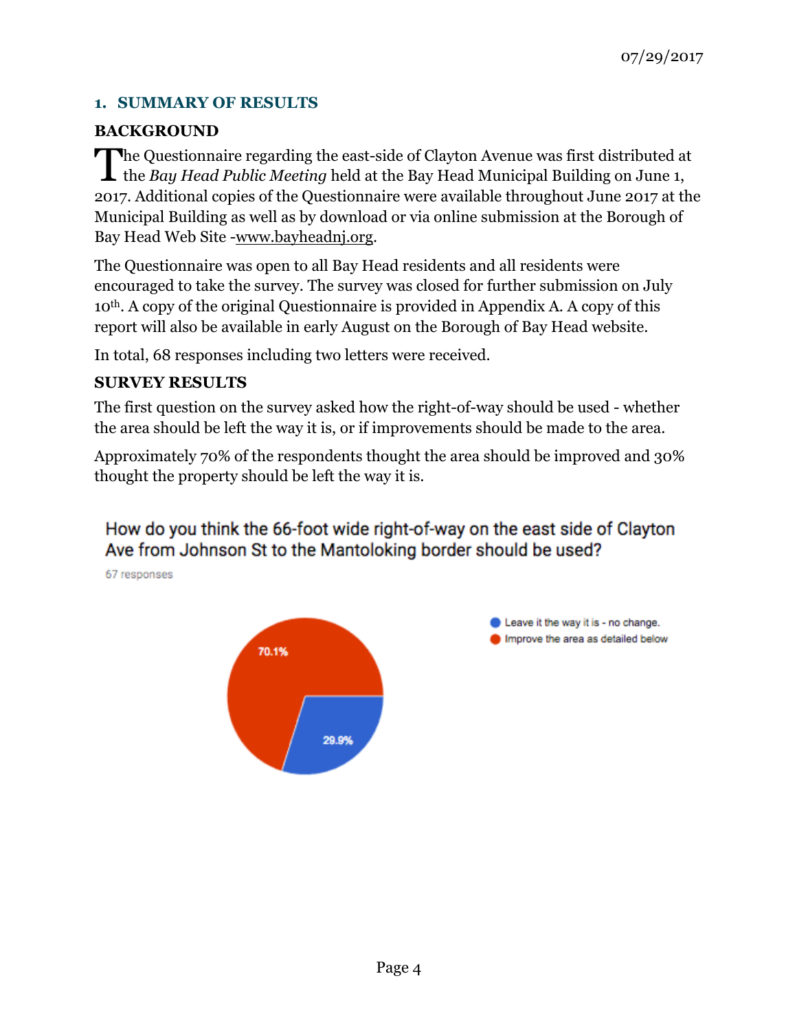## 1. SUMMARY OF RESULTS

### BACKGROUND

The Questionnaire regarding the east-side of Clayton Avenue was first distributed at the *Bay Head Public Meeting* held at the Bay Head Municipal Building on June 1, 2017. Additional copies of the Questionnaire were available throughout June 2017 at the Municipal Building as well as by download or via online submission at the Borough of Bay Head Web Site -www.bayheadnj.org.

The Questionnaire was open to all Bay Head residents and all residents were encouraged to take the survey. The survey was closed for further submission on July 10th. A copy of the original Questionnaire is provided in Appendix A. A copy of this report will also be available in early August on the Borough of Bay Head website.

In total, 68 responses including two letters were received.

### SURVEY RESULTS

The first question on the survey asked how the right-of-way should be used - whether the area should be left the way it is, or if improvements should be made to the area.

Approximately 70% of the respondents thought the area should be improved and 30% thought the property should be left the way it is.

How do you think the 66-foot wide right-of-way on the east side of Clayton Ave from Johnson St to the Mantoloking border should be used?

67 responses

| Response | Percentage |
|---|---|
| Leave it the way it is - no change. | 29.9% |
| Improve the area as detailed below | 70.1% |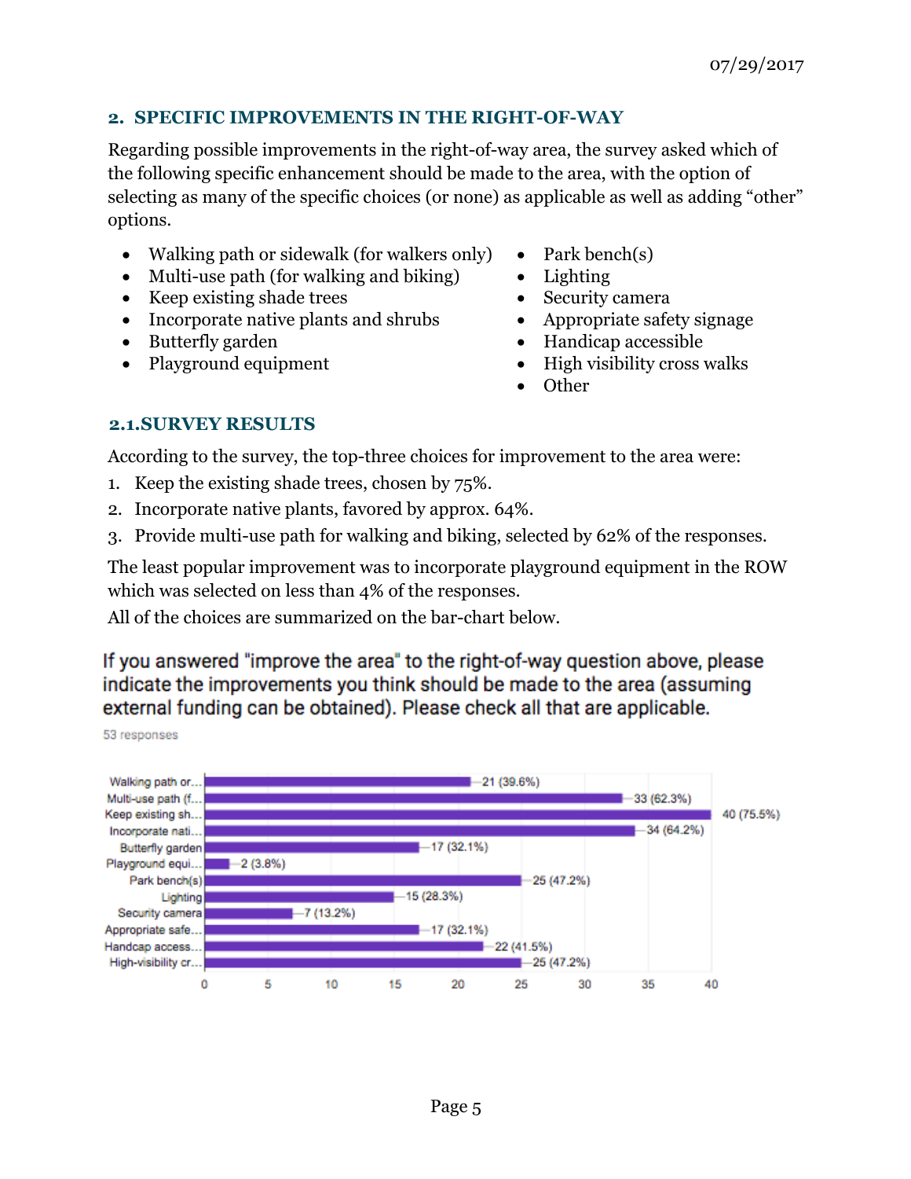## 2. SPECIFIC IMPROVEMENTS IN THE RIGHT-OF-WAY

Regarding possible improvements in the right-of-way area, the survey asked which of the following specific enhancement should be made to the area, with the option of selecting as many of the specific choices (or none) as applicable as well as adding "other" options.

- Walking path or sidewalk (for walkers only)
- Multi-use path (for walking and biking)
- Keep existing shade trees
- Incorporate native plants and shrubs
- Butterfly garden
- Playground equipment
- Park bench(s)
- Lighting
- Security camera
- Appropriate safety signage
- Handicap accessible
- High visibility cross walks
- Other

### 2.1. SURVEY RESULTS

According to the survey, the top-three choices for improvement to the area were:

1. Keep the existing shade trees, chosen by 75%.
2. Incorporate native plants, favored by approx. 64%.
3. Provide multi-use path for walking and biking, selected by 62% of the responses.

The least popular improvement was to incorporate playground equipment in the ROW which was selected on less than 4% of the responses.

All of the choices are summarized on the bar-chart below.

If you answered "improve the area" to the right-of-way question above, please indicate the improvements you think should be made to the area (assuming external funding can be obtained). Please check all that are applicable.

53 responses

| Improvement | Responses |
| --- | --- |
| Walking path or... | 21 (39.6%) |
| Multi-use path (f... | 33 (62.3%) |
| Keep existing sh... | 40 (75.5%) |
| Incorporate nati... | 34 (64.2%) |
| Butterfly garden | 17 (32.1%) |
| Playground equi... | 2 (3.8%) |
| Park bench(s) | 25 (47.2%) |
| Lighting | 15 (28.3%) |
| Security camera | 7 (13.2%) |
| Appropriate safe... | 17 (32.1%) |
| Handcap access... | 22 (41.5%) |
| High-visibility cr... | 25 (47.2%) |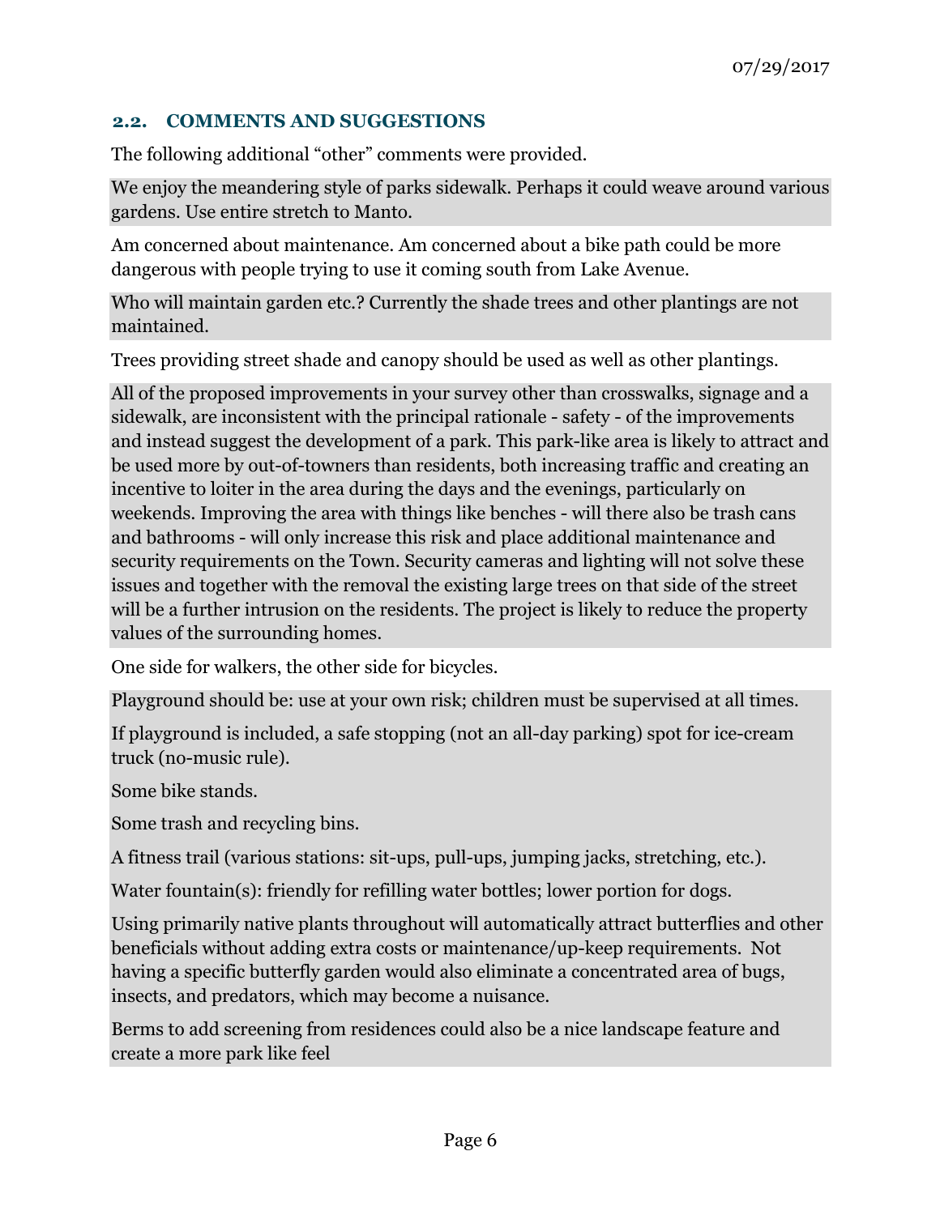### 2.2. COMMENTS AND SUGGESTIONS

The following additional "other" comments were provided.

We enjoy the meandering style of parks sidewalk. Perhaps it could weave around various gardens. Use entire stretch to Manto.

Am concerned about maintenance. Am concerned about a bike path could be more dangerous with people trying to use it coming south from Lake Avenue.

Who will maintain garden etc.? Currently the shade trees and other plantings are not maintained.

Trees providing street shade and canopy should be used as well as other plantings.

All of the proposed improvements in your survey other than crosswalks, signage and a sidewalk, are inconsistent with the principal rationale - safety - of the improvements and instead suggest the development of a park. This park-like area is likely to attract and be used more by out-of-towners than residents, both increasing traffic and creating an incentive to loiter in the area during the days and the evenings, particularly on weekends. Improving the area with things like benches - will there also be trash cans and bathrooms - will only increase this risk and place additional maintenance and security requirements on the Town. Security cameras and lighting will not solve these issues and together with the removal the existing large trees on that side of the street will be a further intrusion on the residents. The project is likely to reduce the property values of the surrounding homes.

One side for walkers, the other side for bicycles.

Playground should be: use at your own risk; children must be supervised at all times.

If playground is included, a safe stopping (not an all-day parking) spot for ice-cream truck (no-music rule).

Some bike stands.

Some trash and recycling bins.

A fitness trail (various stations: sit-ups, pull-ups, jumping jacks, stretching, etc.).

Water fountain(s): friendly for refilling water bottles; lower portion for dogs.

Using primarily native plants throughout will automatically attract butterflies and other beneficials without adding extra costs or maintenance/up-keep requirements. Not having a specific butterfly garden would also eliminate a concentrated area of bugs, insects, and predators, which may become a nuisance.

Berms to add screening from residences could also be a nice landscape feature and create a more park like feel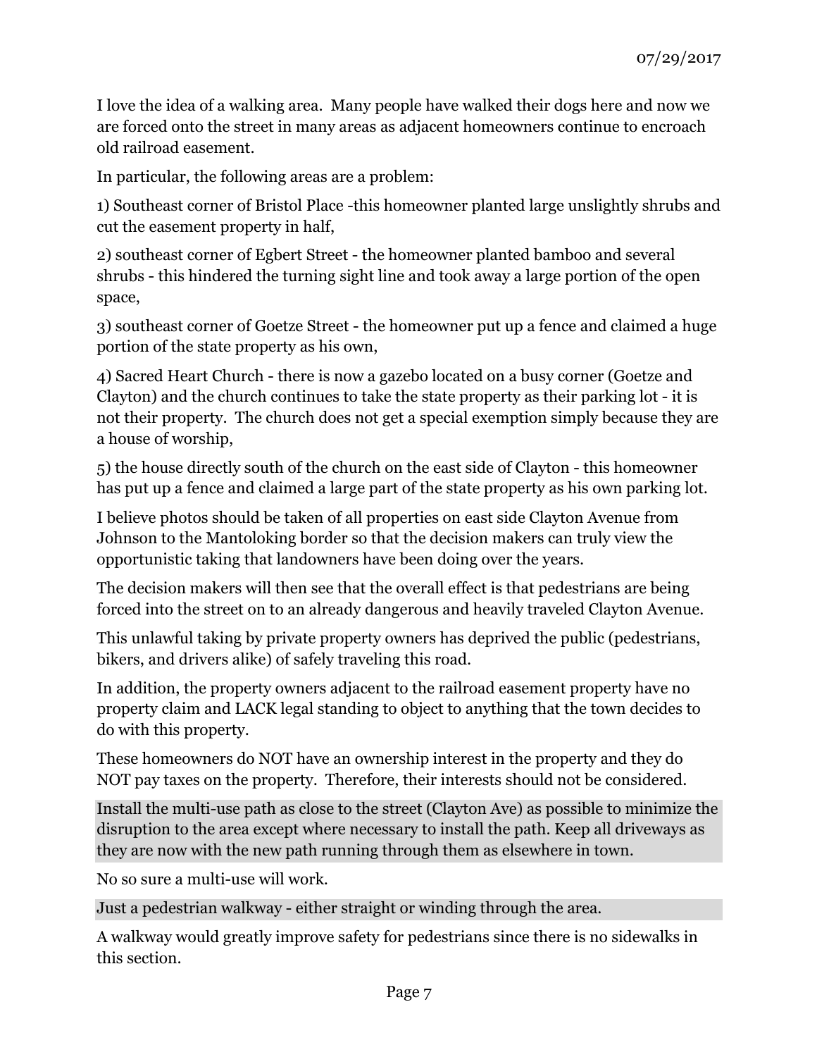07/29/2017

I love the idea of a walking area. Many people have walked their dogs here and now we are forced onto the street in many areas as adjacent homeowners continue to encroach old railroad easement.

In particular, the following areas are a problem:

1) Southeast corner of Bristol Place -this homeowner planted large unslightly shrubs and cut the easement property in half,

2) southeast corner of Egbert Street - the homeowner planted bamboo and several shrubs - this hindered the turning sight line and took away a large portion of the open space,

3) southeast corner of Goetze Street - the homeowner put up a fence and claimed a huge portion of the state property as his own,

4) Sacred Heart Church - there is now a gazebo located on a busy corner (Goetze and Clayton) and the church continues to take the state property as their parking lot - it is not their property. The church does not get a special exemption simply because they are a house of worship,

5) the house directly south of the church on the east side of Clayton - this homeowner has put up a fence and claimed a large part of the state property as his own parking lot.

I believe photos should be taken of all properties on east side Clayton Avenue from Johnson to the Mantoloking border so that the decision makers can truly view the opportunistic taking that landowners have been doing over the years.

The decision makers will then see that the overall effect is that pedestrians are being forced into the street on to an already dangerous and heavily traveled Clayton Avenue.

This unlawful taking by private property owners has deprived the public (pedestrians, bikers, and drivers alike) of safely traveling this road.

In addition, the property owners adjacent to the railroad easement property have no property claim and LACK legal standing to object to anything that the town decides to do with this property.

These homeowners do NOT have an ownership interest in the property and they do NOT pay taxes on the property. Therefore, their interests should not be considered.

Install the multi-use path as close to the street (Clayton Ave) as possible to minimize the disruption to the area except where necessary to install the path. Keep all driveways as they are now with the new path running through them as elsewhere in town.

No so sure a multi-use will work.

Just a pedestrian walkway - either straight or winding through the area.

A walkway would greatly improve safety for pedestrians since there is no sidewalks in this section.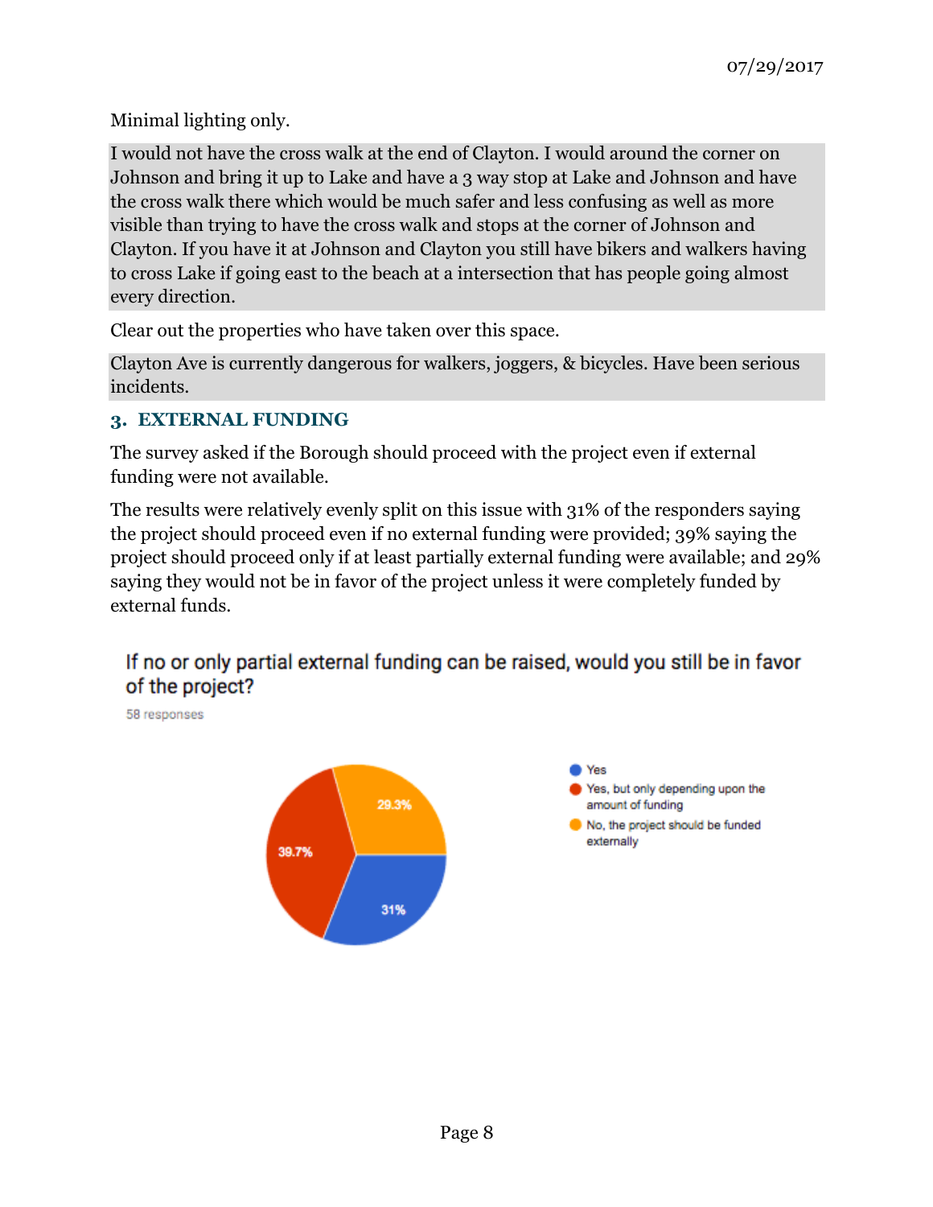Minimal lighting only.

I would not have the cross walk at the end of Clayton. I would around the corner on Johnson and bring it up to Lake and have a 3 way stop at Lake and Johnson and have the cross walk there which would be much safer and less confusing as well as more visible than trying to have the cross walk and stops at the corner of Johnson and Clayton. If you have it at Johnson and Clayton you still have bikers and walkers having to cross Lake if going east to the beach at a intersection that has people going almost every direction.

Clear out the properties who have taken over this space.

Clayton Ave is currently dangerous for walkers, joggers, & bicycles. Have been serious incidents.

### 3. EXTERNAL FUNDING

The survey asked if the Borough should proceed with the project even if external funding were not available.

The results were relatively evenly split on this issue with 31% of the responders saying the project should proceed even if no external funding were provided; 39% saying the project should proceed only if at least partially external funding were available; and 29% saying they would not be in favor of the project unless it were completely funded by external funds.

If no or only partial external funding can be raised, would you still be in favor of the project?

58 responses

| Response | Percentage |
|---|---|
| Yes | 31% |
| Yes, but only depending upon the amount of funding | 39.7% |
| No, the project should be funded externally | 29.3% |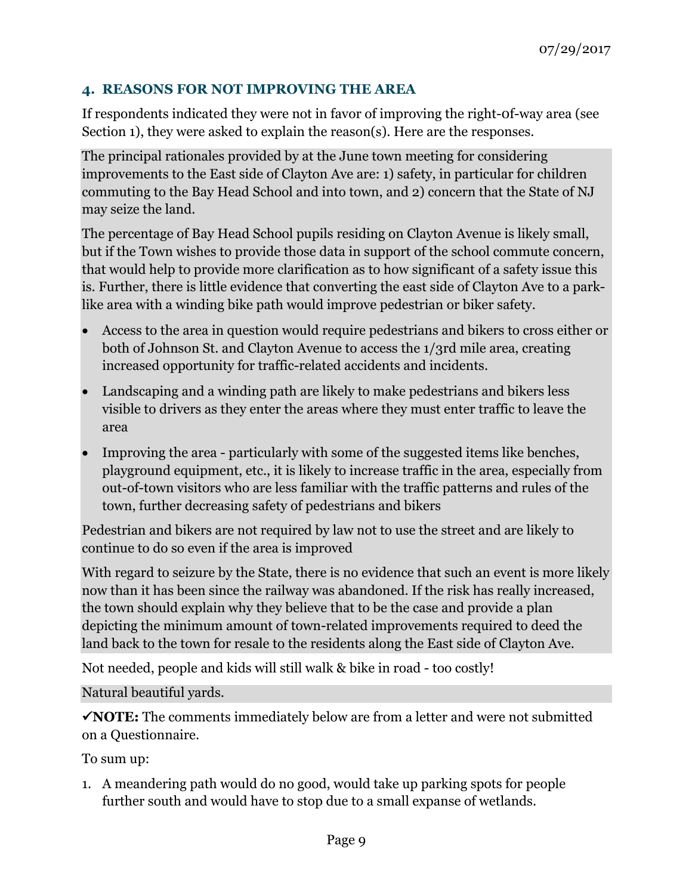## 4. REASONS FOR NOT IMPROVING THE AREA

If respondents indicated they were not in favor of improving the right-0f-way area (see Section 1), they were asked to explain the reason(s). Here are the responses.

The principal rationales provided by at the June town meeting for considering improvements to the East side of Clayton Ave are: 1) safety, in particular for children commuting to the Bay Head School and into town, and 2) concern that the State of NJ may seize the land.

The percentage of Bay Head School pupils residing on Clayton Avenue is likely small, but if the Town wishes to provide those data in support of the school commute concern, that would help to provide more clarification as to how significant of a safety issue this is. Further, there is little evidence that converting the east side of Clayton Ave to a park-like area with a winding bike path would improve pedestrian or biker safety.

- Access to the area in question would require pedestrians and bikers to cross either or both of Johnson St. and Clayton Avenue to access the 1/3rd mile area, creating increased opportunity for traffic-related accidents and incidents.
- Landscaping and a winding path are likely to make pedestrians and bikers less visible to drivers as they enter the areas where they must enter traffic to leave the area
- Improving the area - particularly with some of the suggested items like benches, playground equipment, etc., it is likely to increase traffic in the area, especially from out-of-town visitors who are less familiar with the traffic patterns and rules of the town, further decreasing safety of pedestrians and bikers

Pedestrian and bikers are not required by law not to use the street and are likely to continue to do so even if the area is improved

With regard to seizure by the State, there is no evidence that such an event is more likely now than it has been since the railway was abandoned. If the risk has really increased, the town should explain why they believe that to be the case and provide a plan depicting the minimum amount of town-related improvements required to deed the land back to the town for resale to the residents along the East side of Clayton Ave.

Not needed, people and kids will still walk & bike in road - too costly!

Natural beautiful yards.

✓**NOTE:** The comments immediately below are from a letter and were not submitted on a Questionnaire.

To sum up:

1. A meandering path would do no good, would take up parking spots for people further south and would have to stop due to a small expanse of wetlands.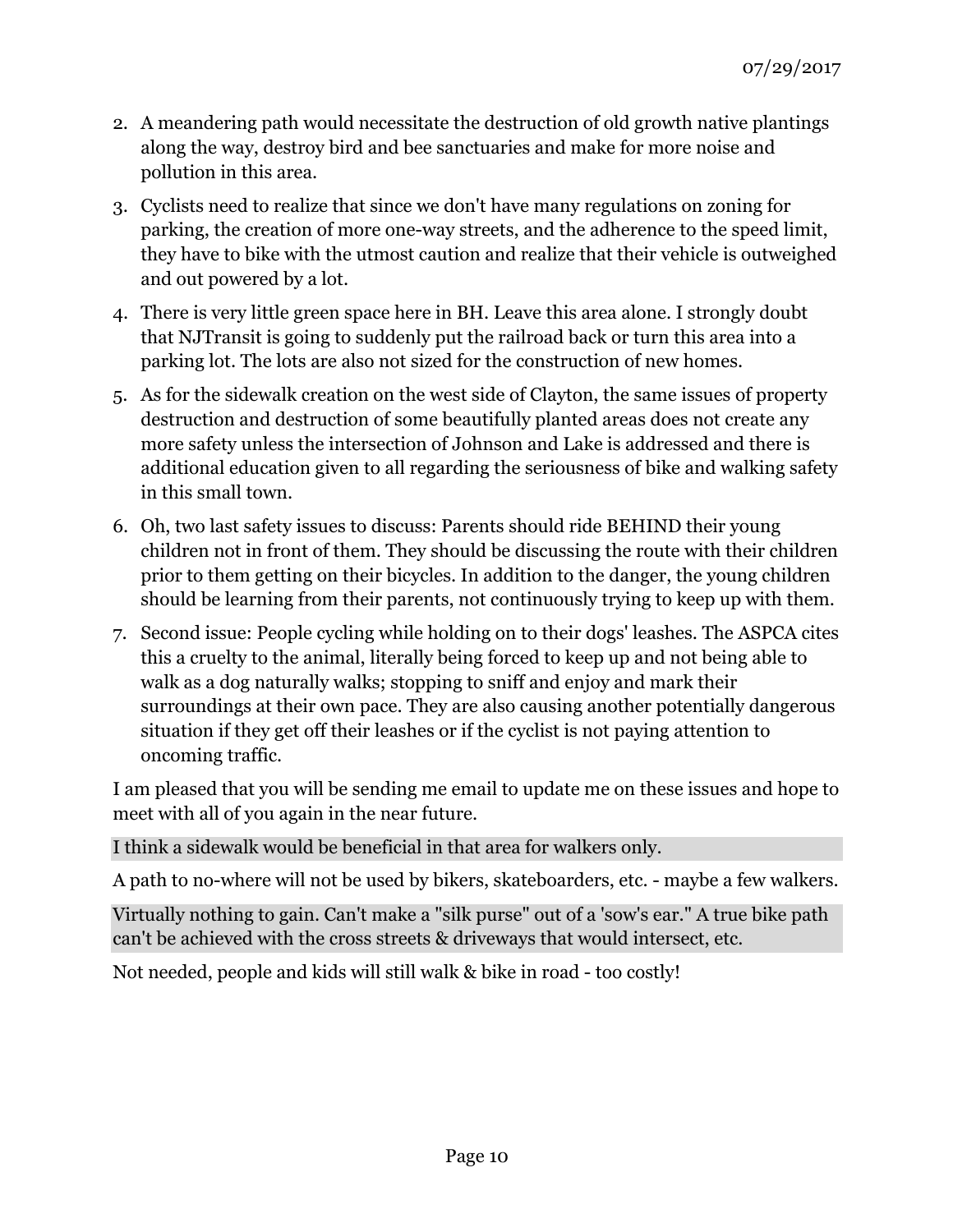2. A meandering path would necessitate the destruction of old growth native plantings along the way, destroy bird and bee sanctuaries and make for more noise and pollution in this area.
3. Cyclists need to realize that since we don't have many regulations on zoning for parking, the creation of more one-way streets, and the adherence to the speed limit, they have to bike with the utmost caution and realize that their vehicle is outweighed and out powered by a lot.
4. There is very little green space here in BH. Leave this area alone. I strongly doubt that NJTransit is going to suddenly put the railroad back or turn this area into a parking lot. The lots are also not sized for the construction of new homes.
5. As for the sidewalk creation on the west side of Clayton, the same issues of property destruction and destruction of some beautifully planted areas does not create any more safety unless the intersection of Johnson and Lake is addressed and there is additional education given to all regarding the seriousness of bike and walking safety in this small town.
6. Oh, two last safety issues to discuss: Parents should ride BEHIND their young children not in front of them. They should be discussing the route with their children prior to them getting on their bicycles. In addition to the danger, the young children should be learning from their parents, not continuously trying to keep up with them.
7. Second issue: People cycling while holding on to their dogs' leashes. The ASPCA cites this a cruelty to the animal, literally being forced to keep up and not being able to walk as a dog naturally walks; stopping to sniff and enjoy and mark their surroundings at their own pace. They are also causing another potentially dangerous situation if they get off their leashes or if the cyclist is not paying attention to oncoming traffic.

I am pleased that you will be sending me email to update me on these issues and hope to meet with all of you again in the near future.

I think a sidewalk would be beneficial in that area for walkers only.

A path to no-where will not be used by bikers, skateboarders, etc. - maybe a few walkers.

Virtually nothing to gain. Can't make a "silk purse" out of a 'sow's ear." A true bike path can't be achieved with the cross streets & driveways that would intersect, etc.

Not needed, people and kids will still walk & bike in road - too costly!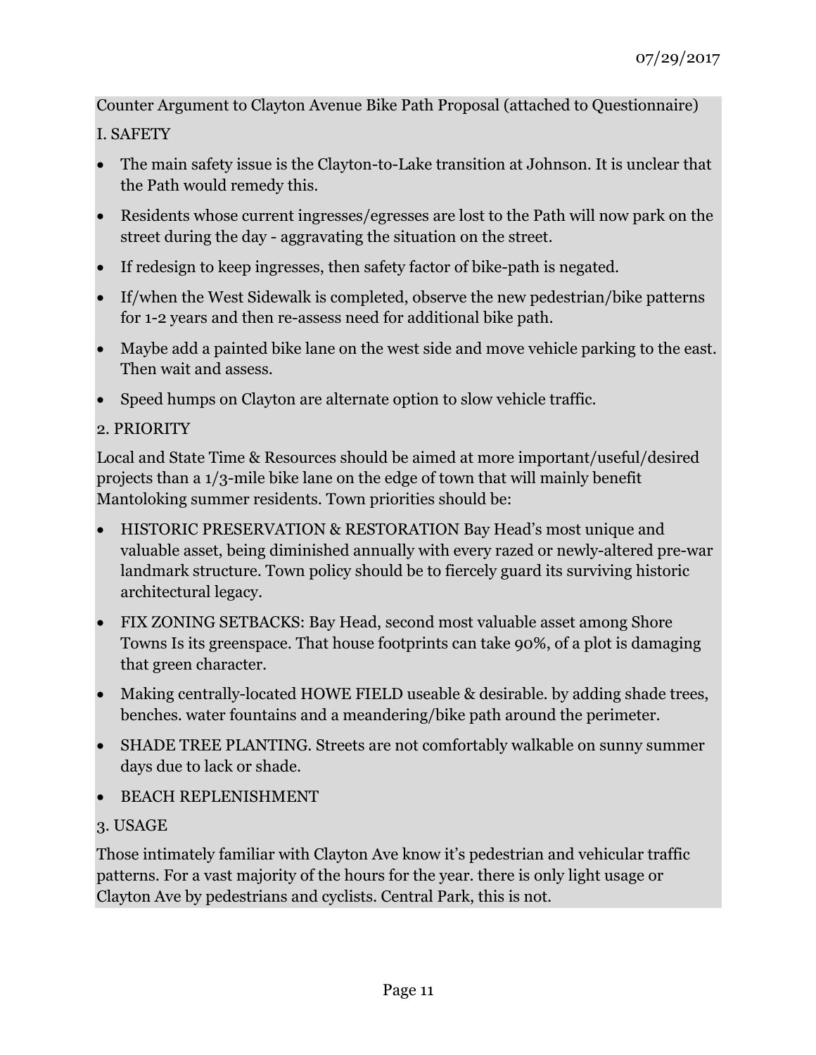07/29/2017

Counter Argument to Clayton Avenue Bike Path Proposal (attached to Questionnaire)

I. SAFETY

- The main safety issue is the Clayton-to-Lake transition at Johnson. It is unclear that the Path would remedy this.
- Residents whose current ingresses/egresses are lost to the Path will now park on the street during the day - aggravating the situation on the street.
- If redesign to keep ingresses, then safety factor of bike-path is negated.
- If/when the West Sidewalk is completed, observe the new pedestrian/bike patterns for 1-2 years and then re-assess need for additional bike path.
- Maybe add a painted bike lane on the west side and move vehicle parking to the east. Then wait and assess.
- Speed humps on Clayton are alternate option to slow vehicle traffic.

2. PRIORITY

Local and State Time & Resources should be aimed at more important/useful/desired projects than a 1/3-mile bike lane on the edge of town that will mainly benefit Mantoloking summer residents. Town priorities should be:

- HISTORIC PRESERVATION & RESTORATION Bay Head's most unique and valuable asset, being diminished annually with every razed or newly-altered pre-war landmark structure. Town policy should be to fiercely guard its surviving historic architectural legacy.
- FIX ZONING SETBACKS: Bay Head, second most valuable asset among Shore Towns Is its greenspace. That house footprints can take 90%, of a plot is damaging that green character.
- Making centrally-located HOWE FIELD useable & desirable. by adding shade trees, benches. water fountains and a meandering/bike path around the perimeter.
- SHADE TREE PLANTING. Streets are not comfortably walkable on sunny summer days due to lack or shade.
- BEACH REPLENISHMENT

3. USAGE

Those intimately familiar with Clayton Ave know it's pedestrian and vehicular traffic patterns. For a vast majority of the hours for the year. there is only light usage or Clayton Ave by pedestrians and cyclists. Central Park, this is not.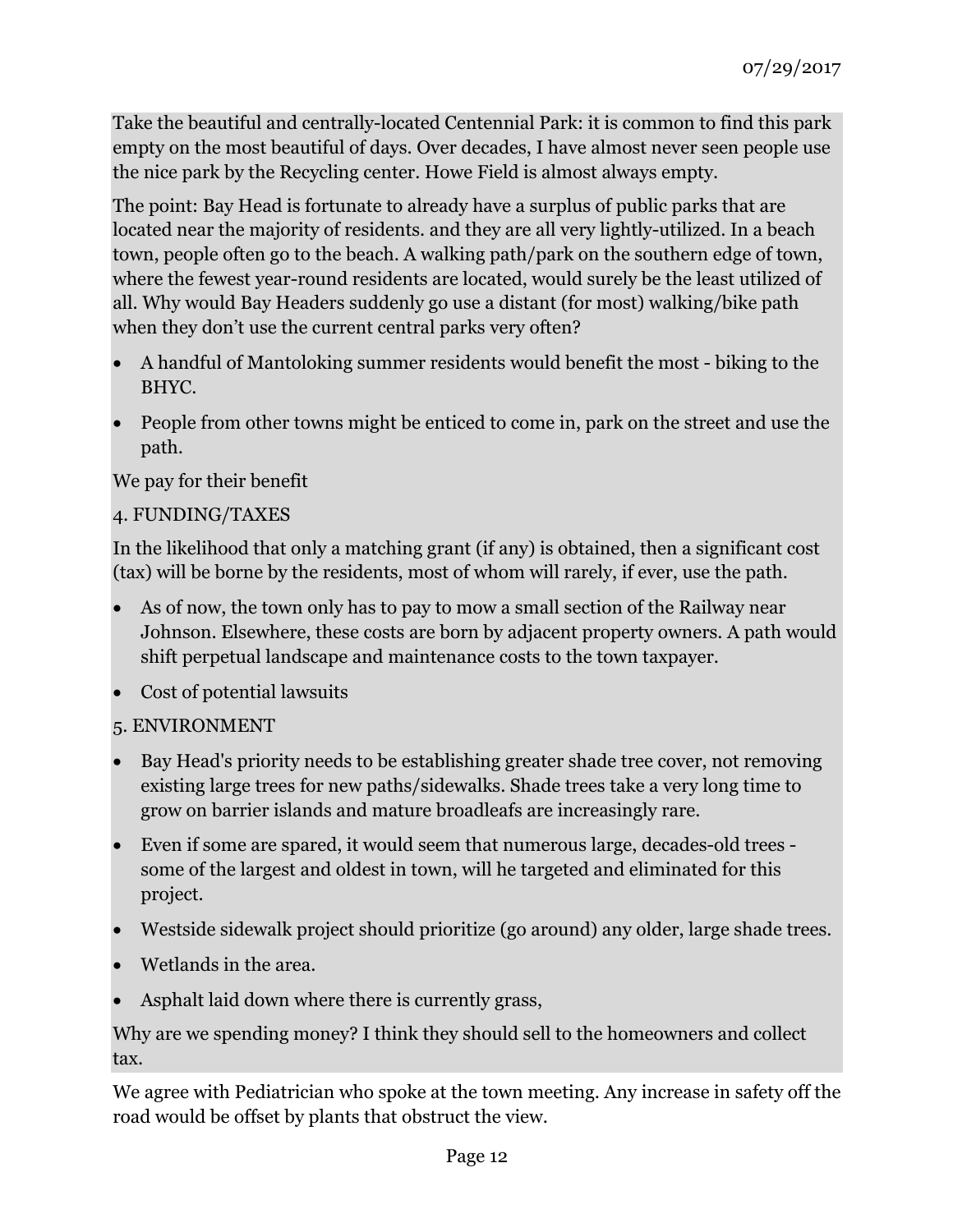Take the beautiful and centrally-located Centennial Park: it is common to find this park empty on the most beautiful of days. Over decades, I have almost never seen people use the nice park by the Recycling center. Howe Field is almost always empty.

The point: Bay Head is fortunate to already have a surplus of public parks that are located near the majority of residents. and they are all very lightly-utilized. In a beach town, people often go to the beach. A walking path/park on the southern edge of town, where the fewest year-round residents are located, would surely be the least utilized of all. Why would Bay Headers suddenly go use a distant (for most) walking/bike path when they don't use the current central parks very often?

- A handful of Mantoloking summer residents would benefit the most - biking to the BHYC.
- People from other towns might be enticed to come in, park on the street and use the path.

We pay for their benefit

4. FUNDING/TAXES

In the likelihood that only a matching grant (if any) is obtained, then a significant cost (tax) will be borne by the residents, most of whom will rarely, if ever, use the path.

- As of now, the town only has to pay to mow a small section of the Railway near Johnson. Elsewhere, these costs are born by adjacent property owners. A path would shift perpetual landscape and maintenance costs to the town taxpayer.
- Cost of potential lawsuits

5. ENVIRONMENT

- Bay Head's priority needs to be establishing greater shade tree cover, not removing existing large trees for new paths/sidewalks. Shade trees take a very long time to grow on barrier islands and mature broadleafs are increasingly rare.
- Even if some are spared, it would seem that numerous large, decades-old trees - some of the largest and oldest in town, will he targeted and eliminated for this project.
- Westside sidewalk project should prioritize (go around) any older, large shade trees.
- Wetlands in the area.
- Asphalt laid down where there is currently grass,

Why are we spending money? I think they should sell to the homeowners and collect tax.

We agree with Pediatrician who spoke at the town meeting. Any increase in safety off the road would be offset by plants that obstruct the view.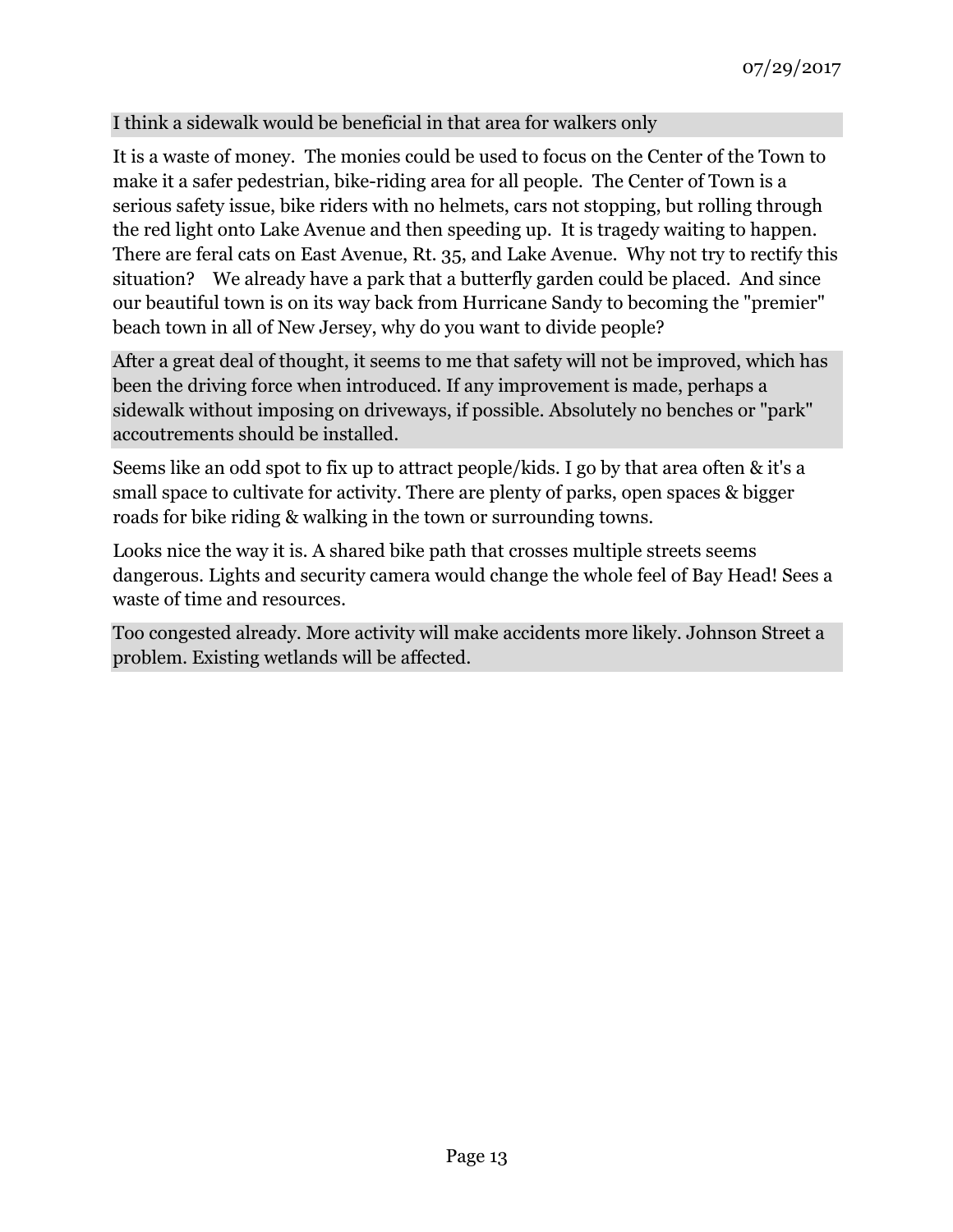07/29/2017

I think a sidewalk would be beneficial in that area for walkers only

It is a waste of money. The monies could be used to focus on the Center of the Town to make it a safer pedestrian, bike-riding area for all people. The Center of Town is a serious safety issue, bike riders with no helmets, cars not stopping, but rolling through the red light onto Lake Avenue and then speeding up. It is tragedy waiting to happen. There are feral cats on East Avenue, Rt. 35, and Lake Avenue. Why not try to rectify this situation? We already have a park that a butterfly garden could be placed. And since our beautiful town is on its way back from Hurricane Sandy to becoming the "premier" beach town in all of New Jersey, why do you want to divide people?

After a great deal of thought, it seems to me that safety will not be improved, which has been the driving force when introduced. If any improvement is made, perhaps a sidewalk without imposing on driveways, if possible. Absolutely no benches or "park" accoutrements should be installed.

Seems like an odd spot to fix up to attract people/kids. I go by that area often & it's a small space to cultivate for activity. There are plenty of parks, open spaces & bigger roads for bike riding & walking in the town or surrounding towns.

Looks nice the way it is. A shared bike path that crosses multiple streets seems dangerous. Lights and security camera would change the whole feel of Bay Head! Sees a waste of time and resources.

Too congested already. More activity will make accidents more likely. Johnson Street a problem. Existing wetlands will be affected.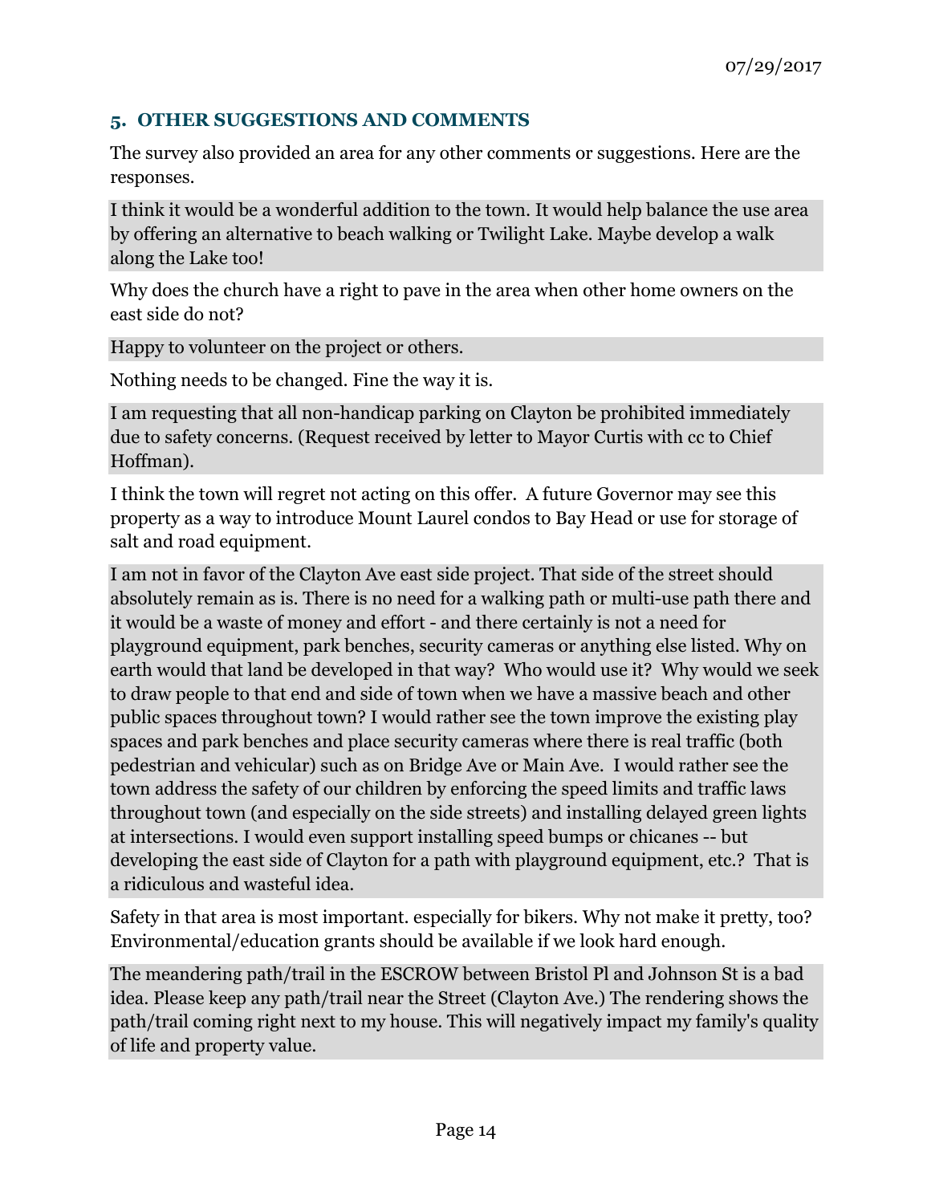## 5. OTHER SUGGESTIONS AND COMMENTS

The survey also provided an area for any other comments or suggestions. Here are the responses.

I think it would be a wonderful addition to the town. It would help balance the use area by offering an alternative to beach walking or Twilight Lake. Maybe develop a walk along the Lake too!

Why does the church have a right to pave in the area when other home owners on the east side do not?

Happy to volunteer on the project or others.

Nothing needs to be changed. Fine the way it is.

I am requesting that all non-handicap parking on Clayton be prohibited immediately due to safety concerns. (Request received by letter to Mayor Curtis with cc to Chief Hoffman).

I think the town will regret not acting on this offer. A future Governor may see this property as a way to introduce Mount Laurel condos to Bay Head or use for storage of salt and road equipment.

I am not in favor of the Clayton Ave east side project. That side of the street should absolutely remain as is. There is no need for a walking path or multi-use path there and it would be a waste of money and effort - and there certainly is not a need for playground equipment, park benches, security cameras or anything else listed. Why on earth would that land be developed in that way? Who would use it? Why would we seek to draw people to that end and side of town when we have a massive beach and other public spaces throughout town? I would rather see the town improve the existing play spaces and park benches and place security cameras where there is real traffic (both pedestrian and vehicular) such as on Bridge Ave or Main Ave. I would rather see the town address the safety of our children by enforcing the speed limits and traffic laws throughout town (and especially on the side streets) and installing delayed green lights at intersections. I would even support installing speed bumps or chicanes -- but developing the east side of Clayton for a path with playground equipment, etc.? That is a ridiculous and wasteful idea.

Safety in that area is most important. especially for bikers. Why not make it pretty, too? Environmental/education grants should be available if we look hard enough.

The meandering path/trail in the ESCROW between Bristol Pl and Johnson St is a bad idea. Please keep any path/trail near the Street (Clayton Ave.) The rendering shows the path/trail coming right next to my house. This will negatively impact my family's quality of life and property value.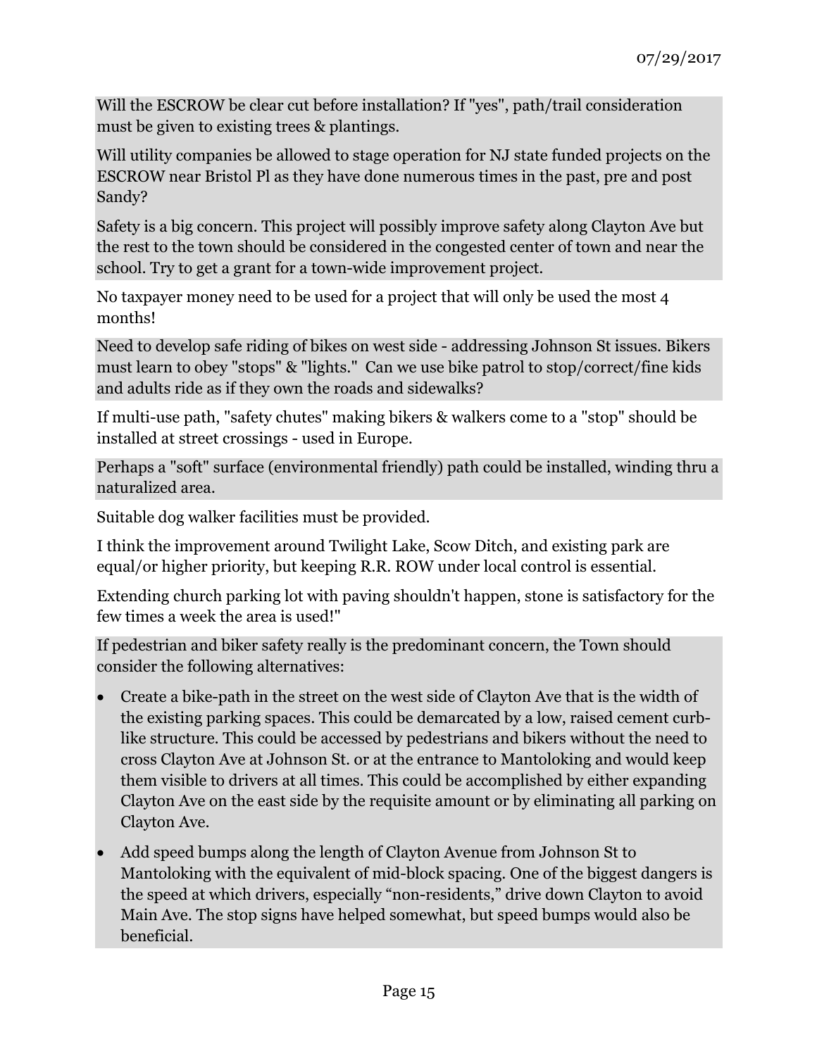Will the ESCROW be clear cut before installation? If "yes", path/trail consideration must be given to existing trees & plantings.

Will utility companies be allowed to stage operation for NJ state funded projects on the ESCROW near Bristol Pl as they have done numerous times in the past, pre and post Sandy?

Safety is a big concern. This project will possibly improve safety along Clayton Ave but the rest to the town should be considered in the congested center of town and near the school. Try to get a grant for a town-wide improvement project.

No taxpayer money need to be used for a project that will only be used the most 4 months!

Need to develop safe riding of bikes on west side - addressing Johnson St issues. Bikers must learn to obey "stops" & "lights." Can we use bike patrol to stop/correct/fine kids and adults ride as if they own the roads and sidewalks?

If multi-use path, "safety chutes" making bikers & walkers come to a "stop" should be installed at street crossings - used in Europe.

Perhaps a "soft" surface (environmental friendly) path could be installed, winding thru a naturalized area.

Suitable dog walker facilities must be provided.

I think the improvement around Twilight Lake, Scow Ditch, and existing park are equal/or higher priority, but keeping R.R. ROW under local control is essential.

Extending church parking lot with paving shouldn't happen, stone is satisfactory for the few times a week the area is used!"

If pedestrian and biker safety really is the predominant concern, the Town should consider the following alternatives:

- Create a bike-path in the street on the west side of Clayton Ave that is the width of the existing parking spaces. This could be demarcated by a low, raised cement curb-like structure. This could be accessed by pedestrians and bikers without the need to cross Clayton Ave at Johnson St. or at the entrance to Mantoloking and would keep them visible to drivers at all times. This could be accomplished by either expanding Clayton Ave on the east side by the requisite amount or by eliminating all parking on Clayton Ave.
- Add speed bumps along the length of Clayton Avenue from Johnson St to Mantoloking with the equivalent of mid-block spacing. One of the biggest dangers is the speed at which drivers, especially "non-residents," drive down Clayton to avoid Main Ave. The stop signs have helped somewhat, but speed bumps would also be beneficial.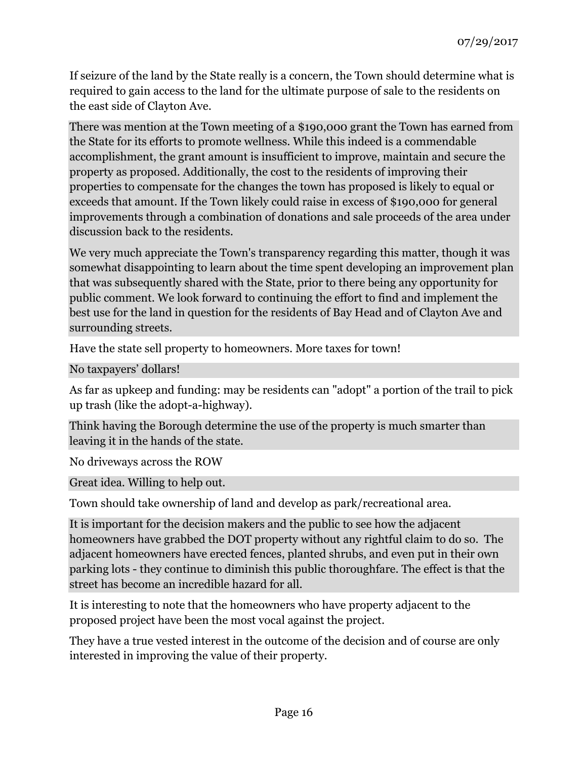If seizure of the land by the State really is a concern, the Town should determine what is required to gain access to the land for the ultimate purpose of sale to the residents on the east side of Clayton Ave.

There was mention at the Town meeting of a $190,000 grant the Town has earned from the State for its efforts to promote wellness. While this indeed is a commendable accomplishment, the grant amount is insufficient to improve, maintain and secure the property as proposed. Additionally, the cost to the residents of improving their properties to compensate for the changes the town has proposed is likely to equal or exceeds that amount. If the Town likely could raise in excess of $190,000 for general improvements through a combination of donations and sale proceeds of the area under discussion back to the residents.

We very much appreciate the Town's transparency regarding this matter, though it was somewhat disappointing to learn about the time spent developing an improvement plan that was subsequently shared with the State, prior to there being any opportunity for public comment. We look forward to continuing the effort to find and implement the best use for the land in question for the residents of Bay Head and of Clayton Ave and surrounding streets.

Have the state sell property to homeowners. More taxes for town!

No taxpayers' dollars!

As far as upkeep and funding: may be residents can "adopt" a portion of the trail to pick up trash (like the adopt-a-highway).

Think having the Borough determine the use of the property is much smarter than leaving it in the hands of the state.

No driveways across the ROW

Great idea. Willing to help out.

Town should take ownership of land and develop as park/recreational area.

It is important for the decision makers and the public to see how the adjacent homeowners have grabbed the DOT property without any rightful claim to do so. The adjacent homeowners have erected fences, planted shrubs, and even put in their own parking lots - they continue to diminish this public thoroughfare. The effect is that the street has become an incredible hazard for all.

It is interesting to note that the homeowners who have property adjacent to the proposed project have been the most vocal against the project.

They have a true vested interest in the outcome of the decision and of course are only interested in improving the value of their property.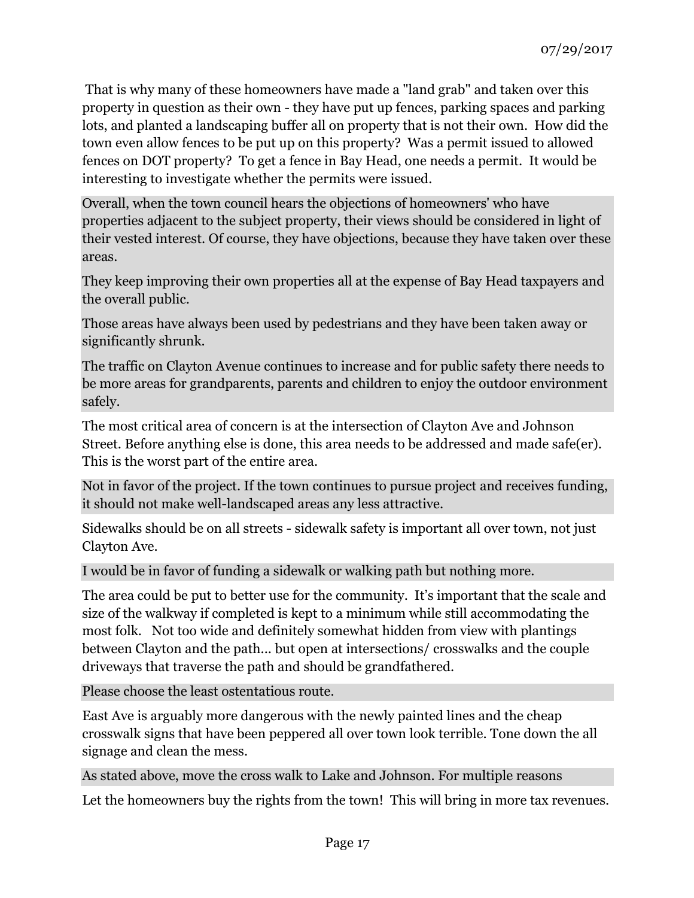That is why many of these homeowners have made a "land grab" and taken over this property in question as their own - they have put up fences, parking spaces and parking lots, and planted a landscaping buffer all on property that is not their own. How did the town even allow fences to be put up on this property? Was a permit issued to allowed fences on DOT property? To get a fence in Bay Head, one needs a permit. It would be interesting to investigate whether the permits were issued.

Overall, when the town council hears the objections of homeowners' who have properties adjacent to the subject property, their views should be considered in light of their vested interest. Of course, they have objections, because they have taken over these areas.

They keep improving their own properties all at the expense of Bay Head taxpayers and the overall public.

Those areas have always been used by pedestrians and they have been taken away or significantly shrunk.

The traffic on Clayton Avenue continues to increase and for public safety there needs to be more areas for grandparents, parents and children to enjoy the outdoor environment safely.

The most critical area of concern is at the intersection of Clayton Ave and Johnson Street. Before anything else is done, this area needs to be addressed and made safe(er). This is the worst part of the entire area.

Not in favor of the project. If the town continues to pursue project and receives funding, it should not make well-landscaped areas any less attractive.

Sidewalks should be on all streets - sidewalk safety is important all over town, not just Clayton Ave.

I would be in favor of funding a sidewalk or walking path but nothing more.

The area could be put to better use for the community. It's important that the scale and size of the walkway if completed is kept to a minimum while still accommodating the most folk. Not too wide and definitely somewhat hidden from view with plantings between Clayton and the path... but open at intersections/ crosswalks and the couple driveways that traverse the path and should be grandfathered.

Please choose the least ostentatious route.

East Ave is arguably more dangerous with the newly painted lines and the cheap crosswalk signs that have been peppered all over town look terrible. Tone down the all signage and clean the mess.

As stated above, move the cross walk to Lake and Johnson. For multiple reasons

Let the homeowners buy the rights from the town! This will bring in more tax revenues.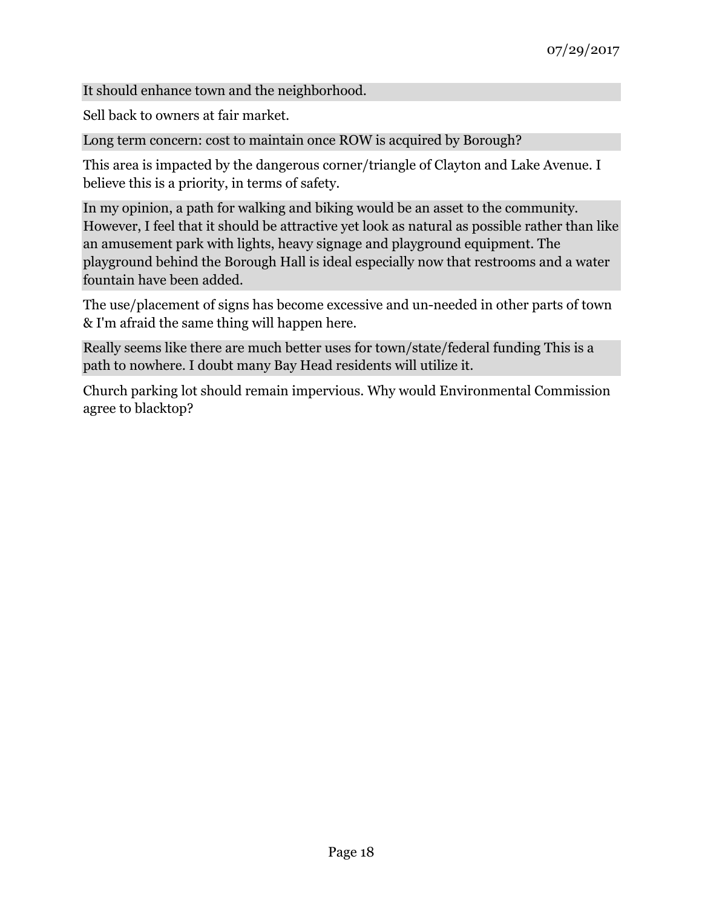It should enhance town and the neighborhood.

Sell back to owners at fair market.

Long term concern: cost to maintain once ROW is acquired by Borough?

This area is impacted by the dangerous corner/triangle of Clayton and Lake Avenue. I believe this is a priority, in terms of safety.

In my opinion, a path for walking and biking would be an asset to the community. However, I feel that it should be attractive yet look as natural as possible rather than like an amusement park with lights, heavy signage and playground equipment. The playground behind the Borough Hall is ideal especially now that restrooms and a water fountain have been added.

The use/placement of signs has become excessive and un-needed in other parts of town & I'm afraid the same thing will happen here.

Really seems like there are much better uses for town/state/federal funding This is a path to nowhere. I doubt many Bay Head residents will utilize it.

Church parking lot should remain impervious. Why would Environmental Commission agree to blacktop?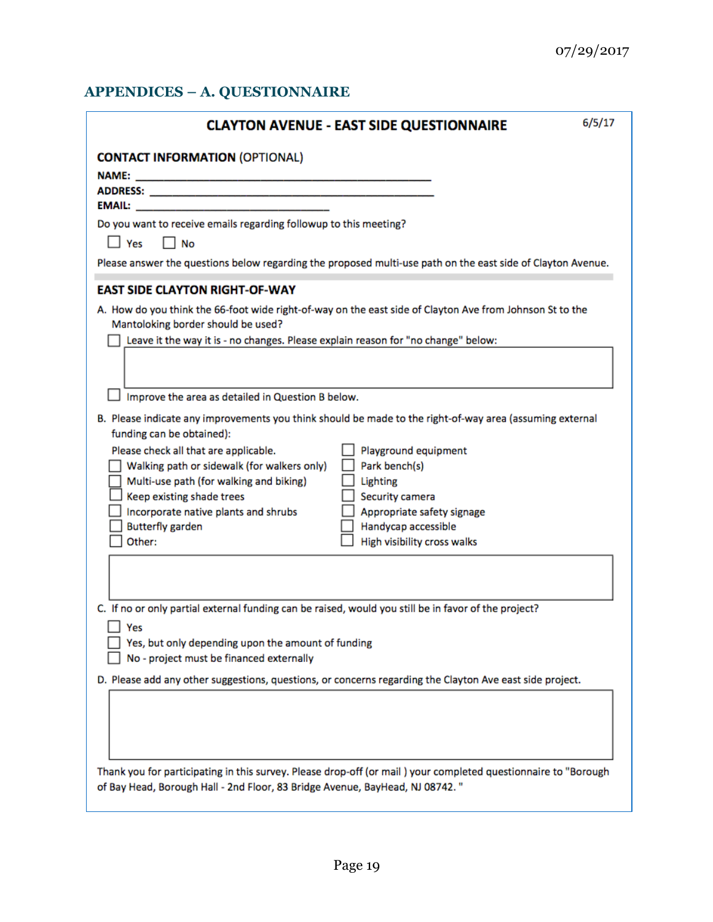07/29/2017

## APPENDICES – A. QUESTIONNAIRE

### CLAYTON AVENUE - EAST SIDE QUESTIONNAIRE

6/5/17

**CONTACT INFORMATION** (OPTIONAL)

**NAME:** \_\_\_\_\_\_\_\_\_\_\_\_\_\_\_\_\_\_\_\_\_\_\_\_\_\_\_\_\_\_\_\_\_\_\_\_\_\_\_\_\_\_\_\_

**ADDRESS:** \_\_\_\_\_\_\_\_\_\_\_\_\_\_\_\_\_\_\_\_\_\_\_\_\_\_\_\_\_\_\_\_\_\_\_\_\_\_\_\_\_\_

**EMAIL:** \_\_\_\_\_\_\_\_\_\_\_\_\_\_\_\_\_\_\_\_\_\_\_\_\_\_\_\_\_\_

Do you want to receive emails regarding followup to this meeting?

- ☐ Yes
- ☐ No

Please answer the questions below regarding the proposed multi-use path on the east side of Clayton Avenue.

**EAST SIDE CLAYTON RIGHT-OF-WAY**

A. How do you think the 66-foot wide right-of-way on the east side of Clayton Ave from Johnson St to the Mantoloking border should be used?

- ☐ Leave it the way it is - no changes. Please explain reason for "no change" below:
- ☐ Improve the area as detailed in Question B below.

B. Please indicate any improvements you think should be made to the right-of-way area (assuming external funding can be obtained):

Please check all that are applicable.

- ☐ Walking path or sidewalk (for walkers only)
- ☐ Multi-use path (for walking and biking)
- ☐ Keep existing shade trees
- ☐ Incorporate native plants and shrubs
- ☐ Butterfly garden
- ☐ Other:
- ☐ Playground equipment
- ☐ Park bench(s)
- ☐ Lighting
- ☐ Security camera
- ☐ Appropriate safety signage
- ☐ Handycap accessible
- ☐ High visibility cross walks

C. If no or only partial external funding can be raised, would you still be in favor of the project?

- ☐ Yes
- ☐ Yes, but only depending upon the amount of funding
- ☐ No - project must be financed externally

D. Please add any other suggestions, questions, or concerns regarding the Clayton Ave east side project.

Thank you for participating in this survey. Please drop-off (or mail ) your completed questionnaire to "Borough of Bay Head, Borough Hall - 2nd Floor, 83 Bridge Avenue, BayHead, NJ 08742. "